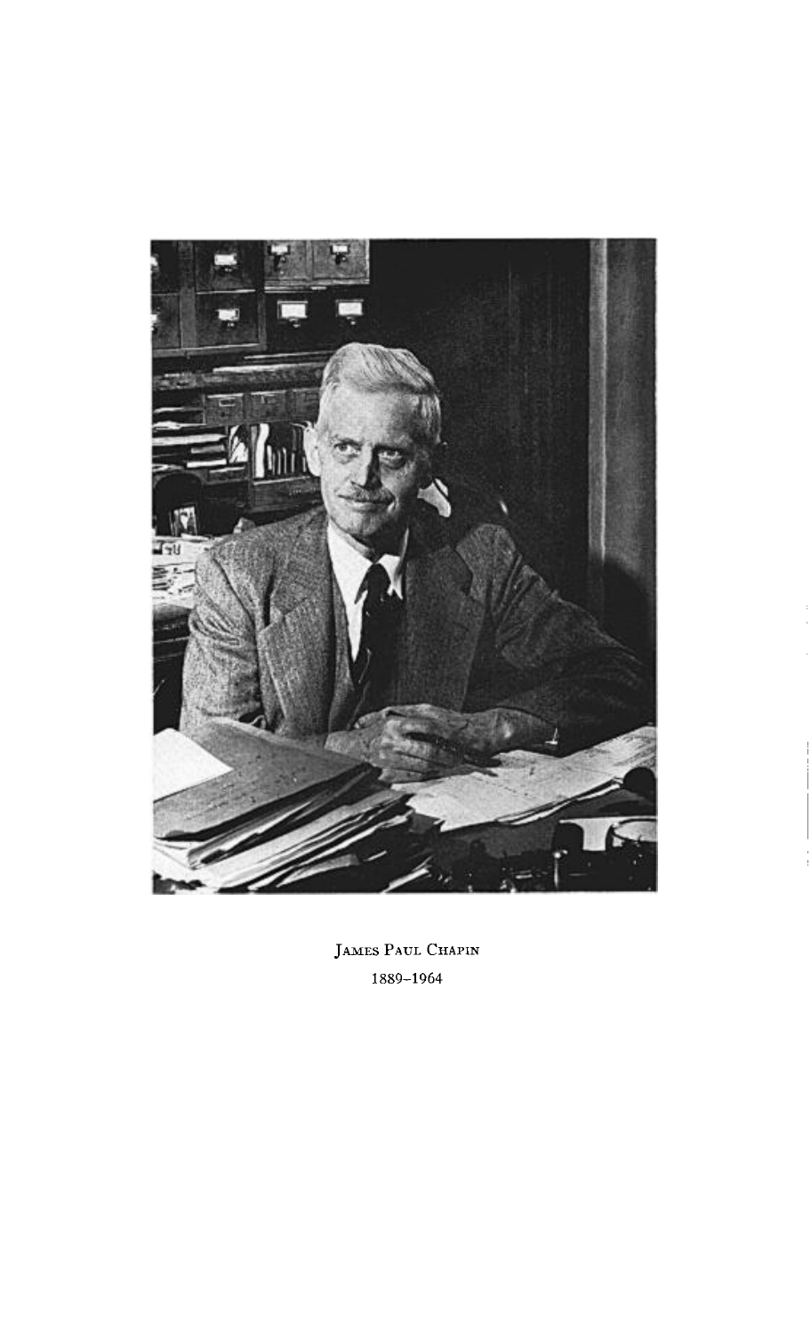James Paul Chapin

1889–1964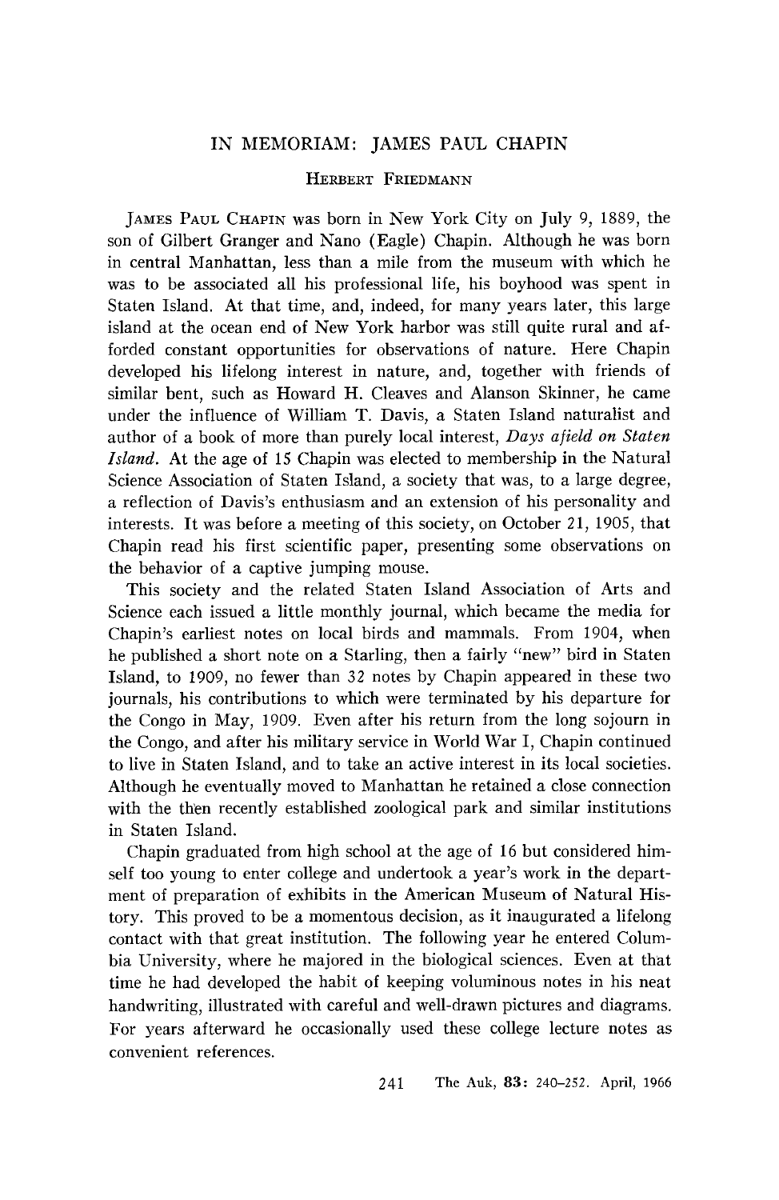# IN MEMORIAM: JAMES PAUL CHAPIN

HERBERT FRIEDMANN

JAMES PAUL CHAPIN was born in New York City on July 9, 1889, the son of Gilbert Granger and Nano (Eagle) Chapin. Although he was born in central Manhattan, less than a mile from the museum with which he was to be associated all his professional life, his boyhood was spent in Staten Island. At that time, and, indeed, for many years later, this large island at the ocean end of New York harbor was still quite rural and afforded constant opportunities for observations of nature. Here Chapin developed his lifelong interest in nature, and, together with friends of similar bent, such as Howard H. Cleaves and Alanson Skinner, he came under the influence of William T. Davis, a Staten Island naturalist and author of a book of more than purely local interest, *Days afield on Staten Island*. At the age of 15 Chapin was elected to membership in the Natural Science Association of Staten Island, a society that was, to a large degree, a reflection of Davis's enthusiasm and an extension of his personality and interests. It was before a meeting of this society, on October 21, 1905, that Chapin read his first scientific paper, presenting some observations on the behavior of a captive jumping mouse.

This society and the related Staten Island Association of Arts and Science each issued a little monthly journal, which became the media for Chapin's earliest notes on local birds and mammals. From 1904, when he published a short note on a Starling, then a fairly "new" bird in Staten Island, to 1909, no fewer than 32 notes by Chapin appeared in these two journals, his contributions to which were terminated by his departure for the Congo in May, 1909. Even after his return from the long sojourn in the Congo, and after his military service in World War I, Chapin continued to live in Staten Island, and to take an active interest in its local societies. Although he eventually moved to Manhattan he retained a close connection with the then recently established zoological park and similar institutions in Staten Island.

Chapin graduated from high school at the age of 16 but considered himself too young to enter college and undertook a year's work in the department of preparation of exhibits in the American Museum of Natural History. This proved to be a momentous decision, as it inaugurated a lifelong contact with that great institution. The following year he entered Columbia University, where he majored in the biological sciences. Even at that time he had developed the habit of keeping voluminous notes in his neat handwriting, illustrated with careful and well-drawn pictures and diagrams. For years afterward he occasionally used these college lecture notes as convenient references.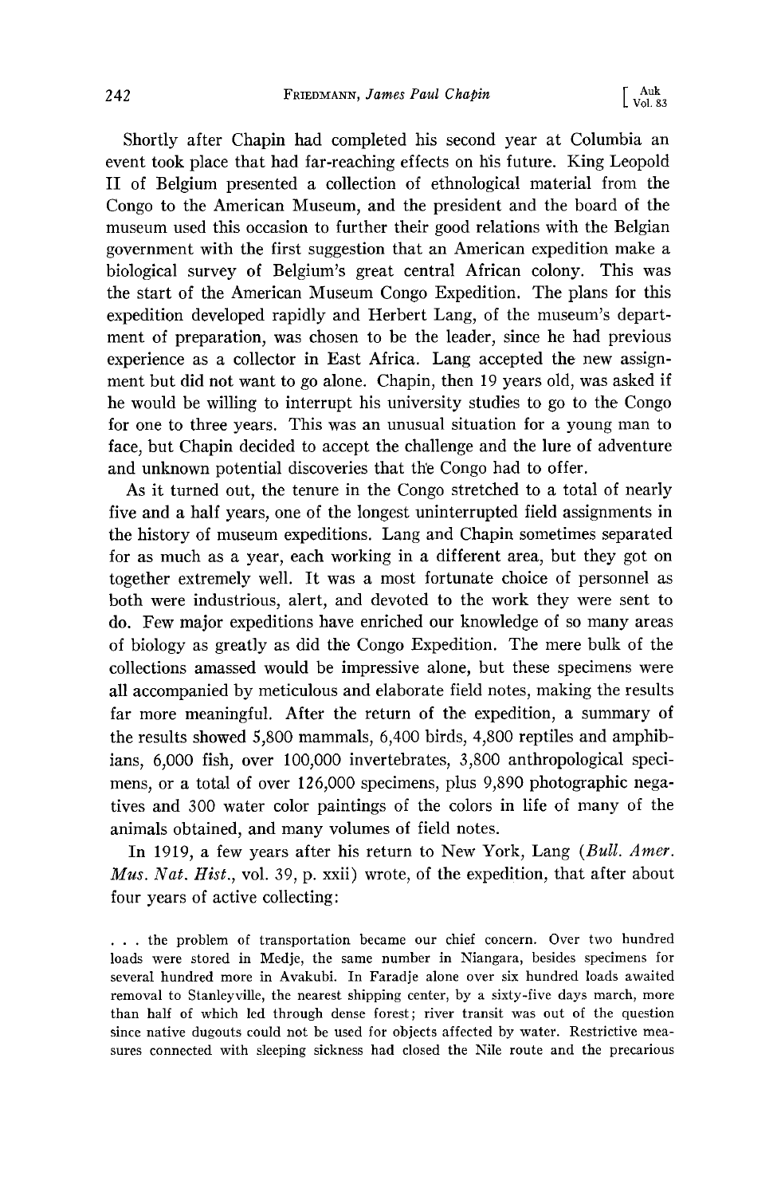Shortly after Chapin had completed his second year at Columbia an event took place that had far-reaching effects on his future. King Leopold II of Belgium presented a collection of ethnological material from the Congo to the American Museum, and the president and the board of the museum used this occasion to further their good relations with the Belgian government with the first suggestion that an American expedition make a biological survey of Belgium's great central African colony. This was the start of the American Museum Congo Expedition. The plans for this expedition developed rapidly and Herbert Lang, of the museum's department of preparation, was chosen to be the leader, since he had previous experience as a collector in East Africa. Lang accepted the new assignment but did not want to go alone. Chapin, then 19 years old, was asked if he would be willing to interrupt his university studies to go to the Congo for one to three years. This was an unusual situation for a young man to face, but Chapin decided to accept the challenge and the lure of adventure and unknown potential discoveries that the Congo had to offer.

As it turned out, the tenure in the Congo stretched to a total of nearly five and a half years, one of the longest uninterrupted field assignments in the history of museum expeditions. Lang and Chapin sometimes separated for as much as a year, each working in a different area, but they got on together extremely well. It was a most fortunate choice of personnel as both were industrious, alert, and devoted to the work they were sent to do. Few major expeditions have enriched our knowledge of so many areas of biology as greatly as did the Congo Expedition. The mere bulk of the collections amassed would be impressive alone, but these specimens were all accompanied by meticulous and elaborate field notes, making the results far more meaningful. After the return of the expedition, a summary of the results showed 5,800 mammals, 6,400 birds, 4,800 reptiles and amphibians, 6,000 fish, over 100,000 invertebrates, 3,800 anthropological specimens, or a total of over 126,000 specimens, plus 9,890 photographic negatives and 300 water color paintings of the colors in life of many of the animals obtained, and many volumes of field notes.

In 1919, a few years after his return to New York, Lang (*Bull. Amer. Mus. Nat. Hist.*, vol. 39, p. xxii) wrote, of the expedition, that after about four years of active collecting:

> . . . the problem of transportation became our chief concern. Over two hundred loads were stored in Medje, the same number in Niangara, besides specimens for several hundred more in Avakubi. In Faradje alone over six hundred loads awaited removal to Stanleyville, the nearest shipping center, by a sixty-five days march, more than half of which led through dense forest; river transit was out of the question since native dugouts could not be used for objects affected by water. Restrictive measures connected with sleeping sickness had closed the Nile route and the precarious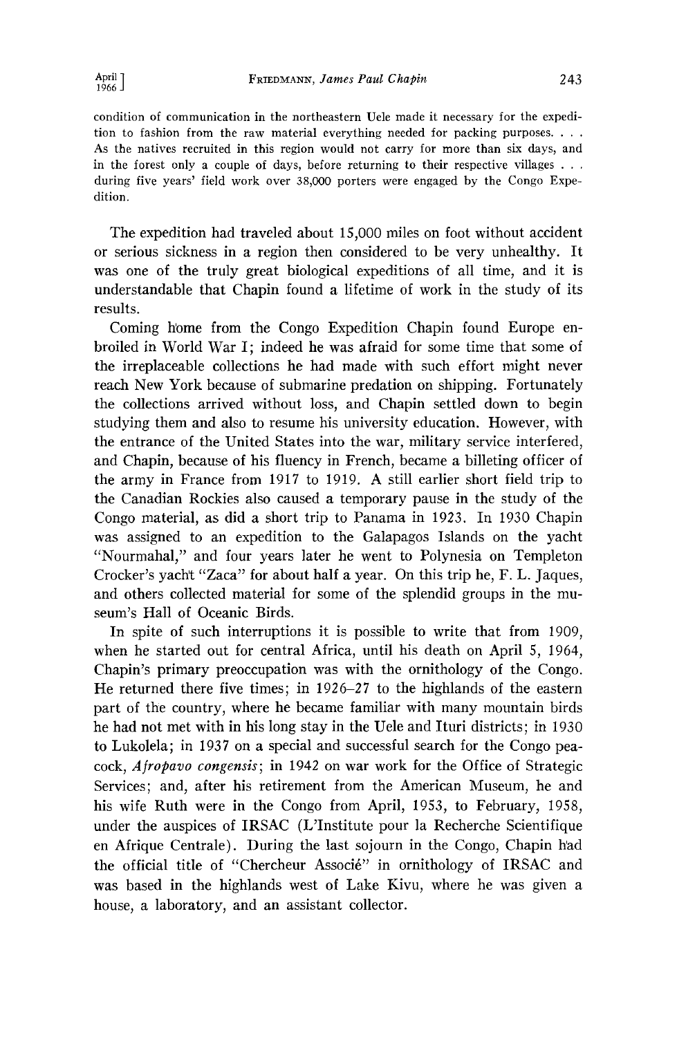condition of communication in the northeastern Uele made it necessary for the expedition to fashion from the raw material everything needed for packing purposes. . . . As the natives recruited in this region would not carry for more than six days, and in the forest only a couple of days, before returning to their respective villages . . . during five years' field work over 38,000 porters were engaged by the Congo Expedition.

The expedition had traveled about 15,000 miles on foot without accident or serious sickness in a region then considered to be very unhealthy. It was one of the truly great biological expeditions of all time, and it is understandable that Chapin found a lifetime of work in the study of its results.

Coming home from the Congo Expedition Chapin found Europe embroiled in World War I; indeed he was afraid for some time that some of the irreplaceable collections he had made with such effort might never reach New York because of submarine predation on shipping. Fortunately the collections arrived without loss, and Chapin settled down to begin studying them and also to resume his university education. However, with the entrance of the United States into the war, military service interfered, and Chapin, because of his fluency in French, became a billeting officer of the army in France from 1917 to 1919. A still earlier short field trip to the Canadian Rockies also caused a temporary pause in the study of the Congo material, as did a short trip to Panama in 1923. In 1930 Chapin was assigned to an expedition to the Galapagos Islands on the yacht "Nourmahal," and four years later he went to Polynesia on Templeton Crocker's yacht "Zaca" for about half a year. On this trip he, F. L. Jaques, and others collected material for some of the splendid groups in the museum's Hall of Oceanic Birds.

In spite of such interruptions it is possible to write that from 1909, when he started out for central Africa, until his death on April 5, 1964, Chapin's primary preoccupation was with the ornithology of the Congo. He returned there five times; in 1926–27 to the highlands of the eastern part of the country, where he became familiar with many mountain birds he had not met with in his long stay in the Uele and Ituri districts; in 1930 to Lukolela; in 1937 on a special and successful search for the Congo peacock, *Afropavo congensis*; in 1942 on war work for the Office of Strategic Services; and, after his retirement from the American Museum, he and his wife Ruth were in the Congo from April, 1953, to February, 1958, under the auspices of IRSAC (L'Institute pour la Recherche Scientifique en Afrique Centrale). During the last sojourn in the Congo, Chapin had the official title of "Chercheur Associé" in ornithology of IRSAC and was based in the highlands west of Lake Kivu, where he was given a house, a laboratory, and an assistant collector.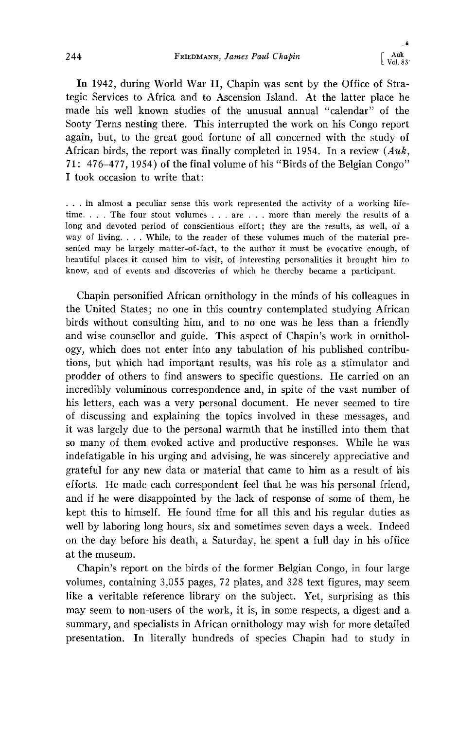In 1942, during World War II, Chapin was sent by the Office of Strategic Services to Africa and to Ascension Island. At the latter place he made his well known studies of the unusual annual "calendar" of the Sooty Terns nesting there. This interrupted the work on his Congo report again, but, to the great good fortune of all concerned with the study of African birds, the report was finally completed in 1954. In a review (*Auk*, 71: 476–477, 1954) of the final volume of his "Birds of the Belgian Congo" I took occasion to write that:

> . . . in almost a peculiar sense this work represented the activity of a working lifetime. . . . The four stout volumes . . . are . . . more than merely the results of a long and devoted period of conscientious effort; they are the results, as well, of a way of living. . . . While, to the reader of these volumes much of the material presented may be largely matter-of-fact, to the author it must be evocative enough, of beautiful places it caused him to visit, of interesting personalities it brought him to know, and of events and discoveries of which he thereby became a participant.

Chapin personified African ornithology in the minds of his colleagues in the United States; no one in this country contemplated studying African birds without consulting him, and to no one was he less than a friendly and wise counsellor and guide. This aspect of Chapin's work in ornithology, which does not enter into any tabulation of his published contributions, but which had important results, was his role as a stimulator and prodder of others to find answers to specific questions. He carried on an incredibly voluminous correspondence and, in spite of the vast number of his letters, each was a very personal document. He never seemed to tire of discussing and explaining the topics involved in these messages, and it was largely due to the personal warmth that he instilled into them that so many of them evoked active and productive responses. While he was indefatigable in his urging and advising, he was sincerely appreciative and grateful for any new data or material that came to him as a result of his efforts. He made each correspondent feel that he was his personal friend, and if he were disappointed by the lack of response of some of them, he kept this to himself. He found time for all this and his regular duties as well by laboring long hours, six and sometimes seven days a week. Indeed on the day before his death, a Saturday, he spent a full day in his office at the museum.

Chapin's report on the birds of the former Belgian Congo, in four large volumes, containing 3,055 pages, 72 plates, and 328 text figures, may seem like a veritable reference library on the subject. Yet, surprising as this may seem to non-users of the work, it is, in some respects, a digest and a summary, and specialists in African ornithology may wish for more detailed presentation. In literally hundreds of species Chapin had to study in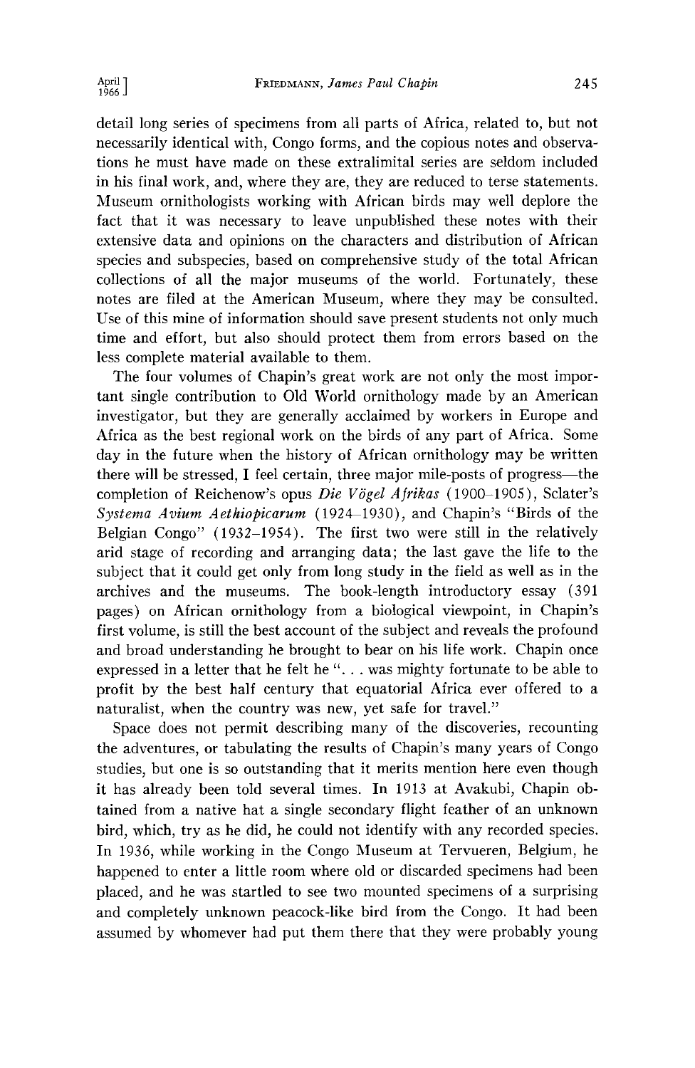detail long series of specimens from all parts of Africa, related to, but not necessarily identical with, Congo forms, and the copious notes and observations he must have made on these extralimital series are seldom included in his final work, and, where they are, they are reduced to terse statements. Museum ornithologists working with African birds may well deplore the fact that it was necessary to leave unpublished these notes with their extensive data and opinions on the characters and distribution of African species and subspecies, based on comprehensive study of the total African collections of all the major museums of the world. Fortunately, these notes are filed at the American Museum, where they may be consulted. Use of this mine of information should save present students not only much time and effort, but also should protect them from errors based on the less complete material available to them.

The four volumes of Chapin's great work are not only the most important single contribution to Old World ornithology made by an American investigator, but they are generally acclaimed by workers in Europe and Africa as the best regional work on the birds of any part of Africa. Some day in the future when the history of African ornithology may be written there will be stressed, I feel certain, three major mile-posts of progress—the completion of Reichenow's opus *Die Vögel Afrikas* (1900–1905), Sclater's *Systema Avium Aethiopicarum* (1924–1930), and Chapin's "Birds of the Belgian Congo" (1932–1954). The first two were still in the relatively arid stage of recording and arranging data; the last gave the life to the subject that it could get only from long study in the field as well as in the archives and the museums. The book-length introductory essay (391 pages) on African ornithology from a biological viewpoint, in Chapin's first volume, is still the best account of the subject and reveals the profound and broad understanding he brought to bear on his life work. Chapin once expressed in a letter that he felt he ". . . was mighty fortunate to be able to profit by the best half century that equatorial Africa ever offered to a naturalist, when the country was new, yet safe for travel."

Space does not permit describing many of the discoveries, recounting the adventures, or tabulating the results of Chapin's many years of Congo studies, but one is so outstanding that it merits mention here even though it has already been told several times. In 1913 at Avakubi, Chapin obtained from a native hat a single secondary flight feather of an unknown bird, which, try as he did, he could not identify with any recorded species. In 1936, while working in the Congo Museum at Tervueren, Belgium, he happened to enter a little room where old or discarded specimens had been placed, and he was startled to see two mounted specimens of a surprising and completely unknown peacock-like bird from the Congo. It had been assumed by whomever had put them there that they were probably young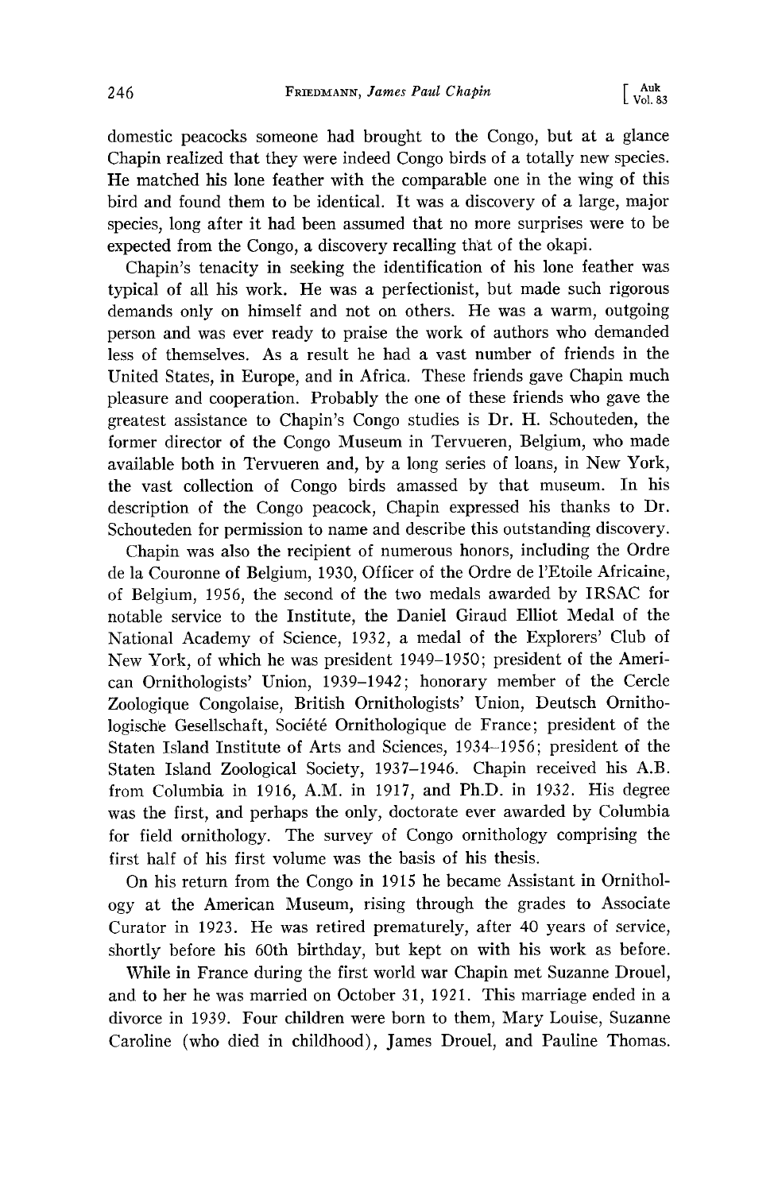domestic peacocks someone had brought to the Congo, but at a glance Chapin realized that they were indeed Congo birds of a totally new species. He matched his lone feather with the comparable one in the wing of this bird and found them to be identical. It was a discovery of a large, major species, long after it had been assumed that no more surprises were to be expected from the Congo, a discovery recalling that of the okapi.

Chapin's tenacity in seeking the identification of his lone feather was typical of all his work. He was a perfectionist, but made such rigorous demands only on himself and not on others. He was a warm, outgoing person and was ever ready to praise the work of authors who demanded less of themselves. As a result he had a vast number of friends in the United States, in Europe, and in Africa. These friends gave Chapin much pleasure and cooperation. Probably the one of these friends who gave the greatest assistance to Chapin's Congo studies is Dr. H. Schouteden, the former director of the Congo Museum in Tervueren, Belgium, who made available both in Tervueren and, by a long series of loans, in New York, the vast collection of Congo birds amassed by that museum. In his description of the Congo peacock, Chapin expressed his thanks to Dr. Schouteden for permission to name and describe this outstanding discovery.

Chapin was also the recipient of numerous honors, including the Ordre de la Couronne of Belgium, 1930, Officer of the Ordre de l'Etoile Africaine, of Belgium, 1956, the second of the two medals awarded by IRSAC for notable service to the Institute, the Daniel Giraud Elliot Medal of the National Academy of Science, 1932, a medal of the Explorers' Club of New York, of which he was president 1949–1950; president of the American Ornithologists' Union, 1939–1942; honorary member of the Cercle Zoologique Congolaise, British Ornithologists' Union, Deutsch Ornithologische Gesellschaft, Société Ornithologique de France; president of the Staten Island Institute of Arts and Sciences, 1934–1956; president of the Staten Island Zoological Society, 1937–1946. Chapin received his A.B. from Columbia in 1916, A.M. in 1917, and Ph.D. in 1932. His degree was the first, and perhaps the only, doctorate ever awarded by Columbia for field ornithology. The survey of Congo ornithology comprising the first half of his first volume was the basis of his thesis.

On his return from the Congo in 1915 he became Assistant in Ornithology at the American Museum, rising through the grades to Associate Curator in 1923. He was retired prematurely, after 40 years of service, shortly before his 60th birthday, but kept on with his work as before.

While in France during the first world war Chapin met Suzanne Drouel, and to her he was married on October 31, 1921. This marriage ended in a divorce in 1939. Four children were born to them, Mary Louise, Suzanne Caroline (who died in childhood), James Drouel, and Pauline Thomas.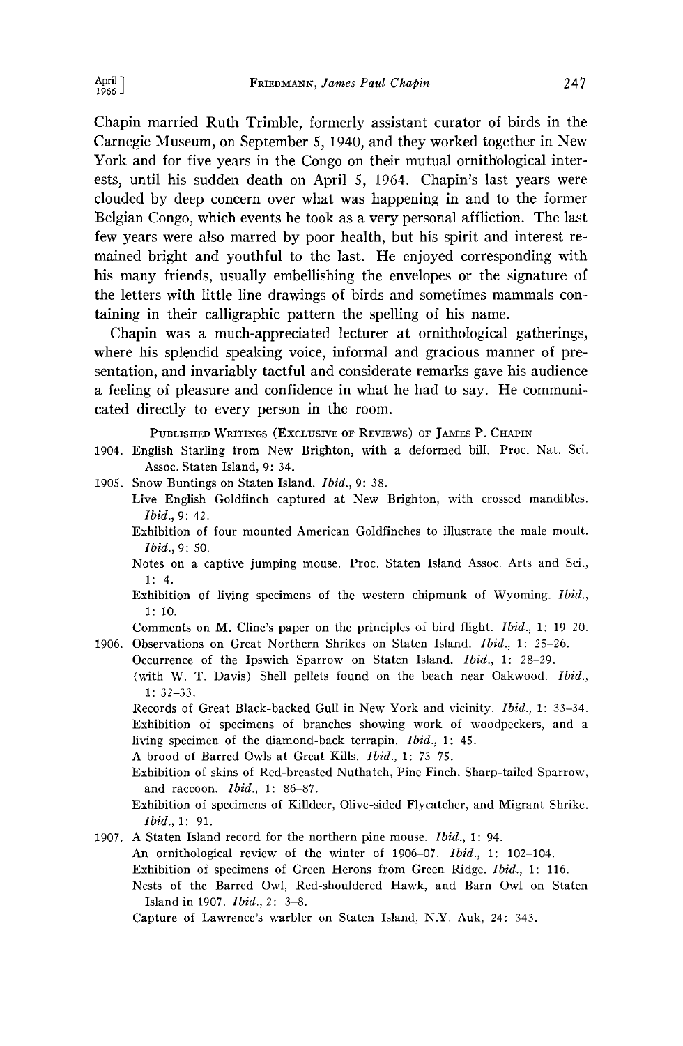Chapin married Ruth Trimble, formerly assistant curator of birds in the Carnegie Museum, on September 5, 1940, and they worked together in New York and for five years in the Congo on their mutual ornithological interests, until his sudden death on April 5, 1964. Chapin's last years were clouded by deep concern over what was happening in and to the former Belgian Congo, which events he took as a very personal affliction. The last few years were also marred by poor health, but his spirit and interest remained bright and youthful to the last. He enjoyed corresponding with his many friends, usually embellishing the envelopes or the signature of the letters with little line drawings of birds and sometimes mammals containing in their calligraphic pattern the spelling of his name.

Chapin was a much-appreciated lecturer at ornithological gatherings, where his splendid speaking voice, informal and gracious manner of presentation, and invariably tactful and considerate remarks gave his audience a feeling of pleasure and confidence in what he had to say. He communicated directly to every person in the room.

## Published Writings (Exclusive of Reviews) of James P. Chapin

1904. English Starling from New Brighton, with a deformed bill. Proc. Nat. Sci. Assoc. Staten Island, 9: 34.

1905. Snow Buntings on Staten Island. *Ibid.*, 9: 38.

Live English Goldfinch captured at New Brighton, with crossed mandibles. *Ibid.*, 9: 42.

Exhibition of four mounted American Goldfinches to illustrate the male moult. *Ibid.*, 9: 50.

Notes on a captive jumping mouse. Proc. Staten Island Assoc. Arts and Sci., 1: 4.

Exhibition of living specimens of the western chipmunk of Wyoming. *Ibid.*, 1: 10.

Comments on M. Cline's paper on the principles of bird flight. *Ibid.*, 1: 19–20.

1906. Observations on Great Northern Shrikes on Staten Island. *Ibid.*, 1: 25–26.

Occurrence of the Ipswich Sparrow on Staten Island. *Ibid.*, 1: 28–29.

(with W. T. Davis) Shell pellets found on the beach near Oakwood. *Ibid.*, 1: 32–33.

Records of Great Black-backed Gull in New York and vicinity. *Ibid.*, 1: 33–34.

Exhibition of specimens of branches showing work of woodpeckers, and a living specimen of the diamond-back terrapin. *Ibid.*, 1: 45.

A brood of Barred Owls at Great Kills. *Ibid.*, 1: 73–75.

Exhibition of skins of Red-breasted Nuthatch, Pine Finch, Sharp-tailed Sparrow, and raccoon. *Ibid.*, 1: 86–87.

Exhibition of specimens of Killdeer, Olive-sided Flycatcher, and Migrant Shrike. *Ibid.*, 1: 91.

1907. A Staten Island record for the northern pine mouse. *Ibid.*, 1: 94.

An ornithological review of the winter of 1906–07. *Ibid.*, 1: 102–104.

Exhibition of specimens of Green Herons from Green Ridge. *Ibid.*, 1: 116.

Nests of the Barred Owl, Red-shouldered Hawk, and Barn Owl on Staten Island in 1907. *Ibid.*, 2: 3–8.

Capture of Lawrence's warbler on Staten Island, N.Y. Auk, 24: 343.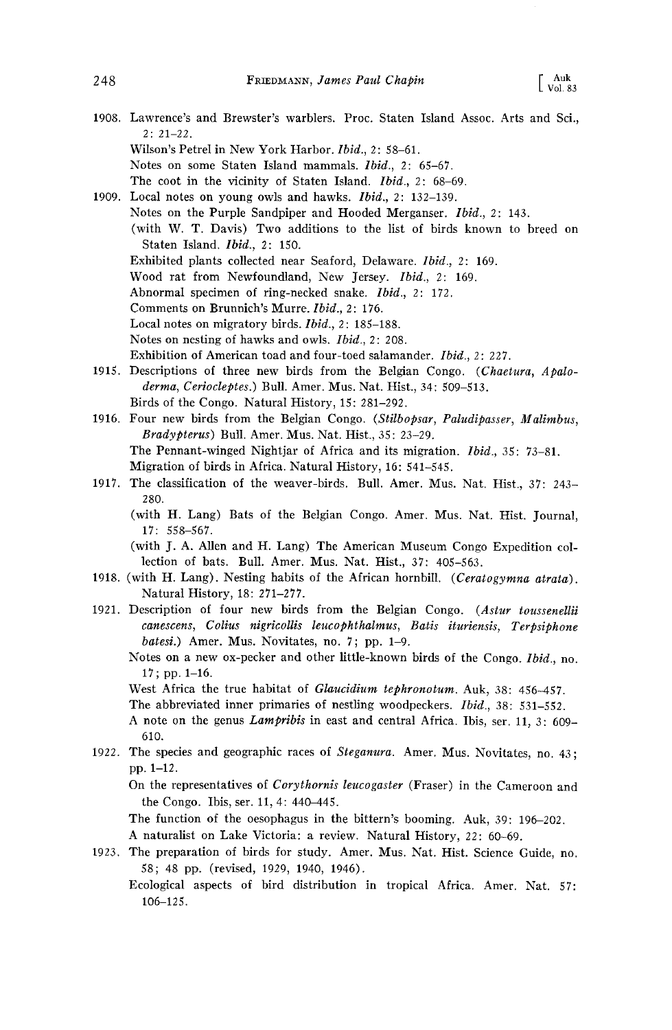1908. Lawrence's and Brewster's warblers. Proc. Staten Island Assoc. Arts and Sci., 2: 21–22.

Wilson's Petrel in New York Harbor. *Ibid.*, 2: 58–61.

Notes on some Staten Island mammals. *Ibid.*, 2: 65–67.

The coot in the vicinity of Staten Island. *Ibid.*, 2: 68–69.

1909. Local notes on young owls and hawks. *Ibid.*, 2: 132–139.

Notes on the Purple Sandpiper and Hooded Merganser. *Ibid.*, 2: 143.

(with W. T. Davis) Two additions to the list of birds known to breed on Staten Island. *Ibid.*, 2: 150.

Exhibited plants collected near Seaford, Delaware. *Ibid.*, 2: 169.

Wood rat from Newfoundland, New Jersey. *Ibid.*, 2: 169.

Abnormal specimen of ring-necked snake. *Ibid.*, 2: 172.

Comments on Brunnich's Murre. *Ibid.*, 2: 176.

Local notes on migratory birds. *Ibid.*, 2: 185–188.

Notes on nesting of hawks and owls. *Ibid.*, 2: 208.

Exhibition of American toad and four-toed salamander. *Ibid.*, 2: 227.

1915. Descriptions of three new birds from the Belgian Congo. (*Chaetura*, *Apaloderma*, *Ceriocleptes*.) Bull. Amer. Mus. Nat. Hist., 34: 509–513.

Birds of the Congo. Natural History, 15: 281–292.

1916. Four new birds from the Belgian Congo. (*Stilbopsar*, *Paludipasser*, *Malimbus*, *Bradypterus*) Bull. Amer. Mus. Nat. Hist., 35: 23–29.

The Pennant-winged Nightjar of Africa and its migration. *Ibid.*, 35: 73–81.

Migration of birds in Africa. Natural History, 16: 541–545.

1917. The classification of the weaver-birds. Bull. Amer. Mus. Nat. Hist., 37: 243–280.

(with H. Lang) Bats of the Belgian Congo. Amer. Mus. Nat. Hist. Journal, 17: 558–567.

(with J. A. Allen and H. Lang) The American Museum Congo Expedition collection of bats. Bull. Amer. Mus. Nat. Hist., 37: 405–563.

1918. (with H. Lang). Nesting habits of the African hornbill. (*Ceratogymna atrata*). Natural History, 18: 271–277.

1921. Description of four new birds from the Belgian Congo. (*Astur toussenellii canescens*, *Colius nigricollis leucophthalmus*, *Batis ituriensis*, *Terpsiphone batesi*.) Amer. Mus. Novitates, no. 7; pp. 1–9.

Notes on a new ox-pecker and other little-known birds of the Congo. *Ibid.*, no. 17; pp. 1–16.

West Africa the true habitat of *Glaucidium tephronotum*. Auk, 38: 456–457.

The abbreviated inner primaries of nestling woodpeckers. *Ibid.*, 38: 531–552.

A note on the genus *Lampribis* in east and central Africa. Ibis, ser. 11, 3: 609–610.

1922. The species and geographic races of *Steganura*. Amer. Mus. Novitates, no. 43; pp. 1–12.

On the representatives of *Corythornis leucogaster* (Fraser) in the Cameroon and the Congo. Ibis, ser. 11, 4: 440–445.

The function of the oesophagus in the bittern's booming. Auk, 39: 196–202.

A naturalist on Lake Victoria: a review. Natural History, 22: 60–69.

1923. The preparation of birds for study. Amer. Mus. Nat. Hist. Science Guide, no. 58; 48 pp. (revised, 1929, 1940, 1946).

Ecological aspects of bird distribution in tropical Africa. Amer. Nat. 57: 106–125.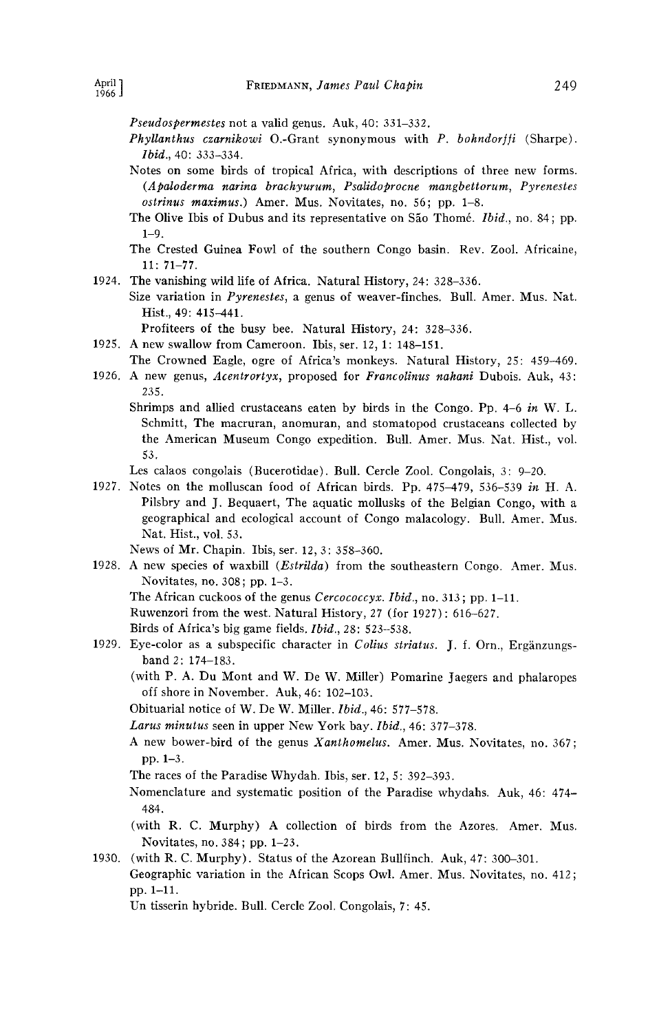*Pseudospermestes* not a valid genus. Auk, 40: 331–332.

*Phyllanthus czarnikowi* O.-Grant synonymous with *P. bohndorffi* (Sharpe). *Ibid.*, 40: 333–334.

Notes on some birds of tropical Africa, with descriptions of three new forms. (*Apaloderma narina brachyurum*, *Psalidoprocne mangbettorum*, *Pyrenestes ostrinus maximus*.) Amer. Mus. Novitates, no. 56; pp. 1–8.

The Olive Ibis of Dubus and its representative on São Thomé. *Ibid.*, no. 84; pp. 1–9.

The Crested Guinea Fowl of the southern Congo basin. Rev. Zool. Africaine, 11: 71–77.

1924. The vanishing wild life of Africa. Natural History, 24: 328–336.

Size variation in *Pyrenestes*, a genus of weaver-finches. Bull. Amer. Mus. Nat. Hist., 49: 415–441.

Profiteers of the busy bee. Natural History, 24: 328–336.

1925. A new swallow from Cameroon. Ibis, ser. 12, 1: 148–151.

The Crowned Eagle, ogre of Africa's monkeys. Natural History, 25: 459–469.

1926. A new genus, *Acentrortyx*, proposed for *Francolinus nahani* Dubois. Auk, 43: 235.

Shrimps and allied crustaceans eaten by birds in the Congo. Pp. 4–6 *in* W. L. Schmitt, The macruran, anomuran, and stomatopod crustaceans collected by the American Museum Congo expedition. Bull. Amer. Mus. Nat. Hist., vol. 53.

Les calaos congolais (Bucerotidae). Bull. Cercle Zool. Congolais, 3: 9–20.

1927. Notes on the molluscan food of African birds. Pp. 475–479, 536–539 *in* H. A. Pilsbry and J. Bequaert, The aquatic mollusks of the Belgian Congo, with a geographical and ecological account of Congo malacology. Bull. Amer. Mus. Nat. Hist., vol. 53.

News of Mr. Chapin. Ibis, ser. 12, 3: 358–360.

1928. A new species of waxbill (*Estrilda*) from the southeastern Congo. Amer. Mus. Novitates, no. 308; pp. 1–3.

The African cuckoos of the genus *Cercococcyx*. *Ibid.*, no. 313; pp. 1–11.

Ruwenzori from the west. Natural History, 27 (for 1927): 616–627.

Birds of Africa's big game fields. *Ibid.*, 28: 523–538.

1929. Eye-color as a subspecific character in *Colius striatus*. J. f. Orn., Ergänzungsband 2: 174–183.

(with P. A. Du Mont and W. De W. Miller) Pomarine Jaegers and phalaropes off shore in November. Auk, 46: 102–103.

Obituarial notice of W. De W. Miller. *Ibid.*, 46: 577–578.

*Larus minutus* seen in upper New York bay. *Ibid.*, 46: 377–378.

A new bower-bird of the genus *Xanthomelus*. Amer. Mus. Novitates, no. 367; pp. 1–3.

The races of the Paradise Whydah. Ibis, ser. 12, 5: 392–393.

Nomenclature and systematic position of the Paradise whydahs. Auk, 46: 474–484.

(with R. C. Murphy) A collection of birds from the Azores. Amer. Mus. Novitates, no. 384; pp. 1–23.

1930. (with R. C. Murphy). Status of the Azorean Bullfinch. Auk, 47: 300–301.

Geographic variation in the African Scops Owl. Amer. Mus. Novitates, no. 412; pp. 1–11.

Un tisserin hybride. Bull. Cercle Zool. Congolais, 7: 45.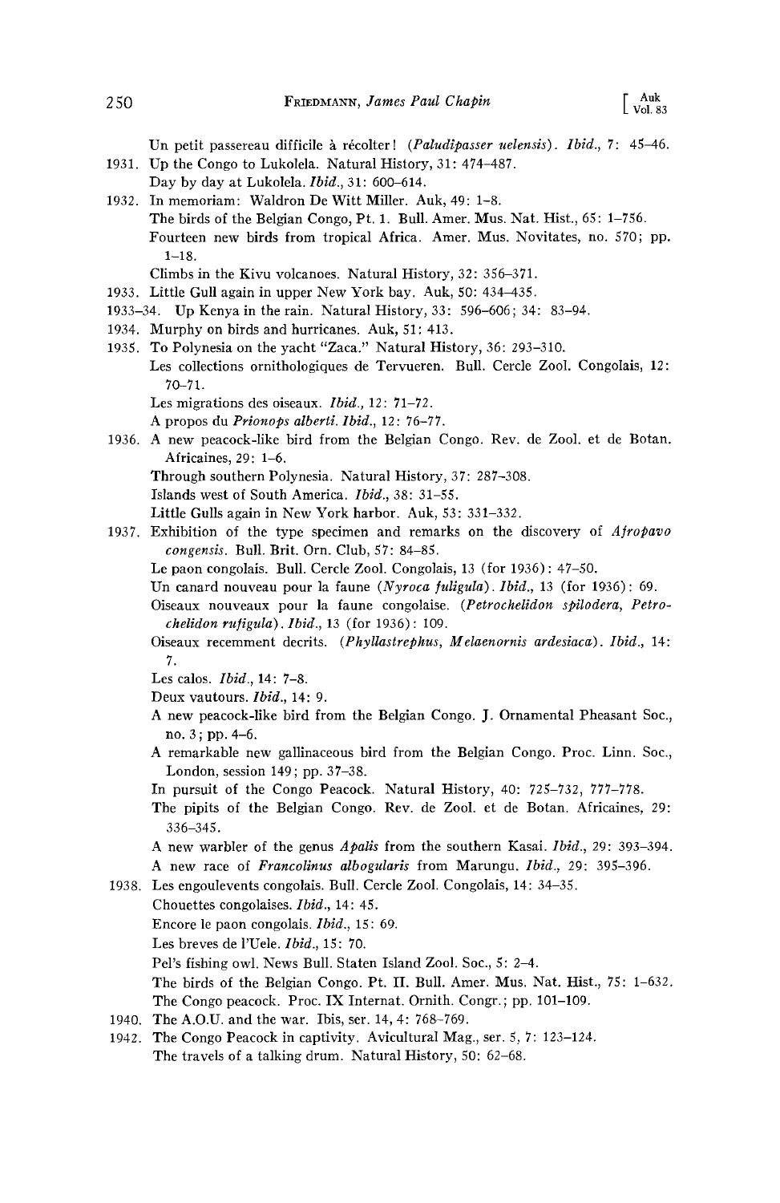Un petit passereau difficile à récolter! (*Paludipasser uelensis*). *Ibid.*, 7: 45–46.

1931. Up the Congo to Lukolela. Natural History, 31: 474–487.

Day by day at Lukolela. *Ibid.*, 31: 600–614.

1932. In memoriam: Waldron De Witt Miller. Auk, 49: 1–8.

The birds of the Belgian Congo, Pt. 1. Bull. Amer. Mus. Nat. Hist., 65: 1–756.

Fourteen new birds from tropical Africa. Amer. Mus. Novitates, no. 570; pp. 1–18.

Climbs in the Kivu volcanoes. Natural History, 32: 356–371.

1933. Little Gull again in upper New York bay. Auk, 50: 434–435.

1933–34. Up Kenya in the rain. Natural History, 33: 596–606; 34: 83–94.

1934. Murphy on birds and hurricanes. Auk, 51: 413.

1935. To Polynesia on the yacht "Zaca." Natural History, 36: 293–310.

Les collections ornithologiques de Tervueren. Bull. Cercle Zool. Congolais, 12: 70–71.

Les migrations des oiseaux. *Ibid.*, 12: 71–72.

A propos du *Prionops alberti*. *Ibid.*, 12: 76–77.

1936. A new peacock-like bird from the Belgian Congo. Rev. de Zool. et de Botan. Africaines, 29: 1–6.

Through southern Polynesia. Natural History, 37: 287–308.

Islands west of South America. *Ibid.*, 38: 31–55.

Little Gulls again in New York harbor. Auk, 53: 331–332.

1937. Exhibition of the type specimen and remarks on the discovery of *Afropavo congensis*. Bull. Brit. Orn. Club, 57: 84–85.

Le paon congolais. Bull. Cercle Zool. Congolais, 13 (for 1936): 47–50.

Un canard nouveau pour la faune (*Nyroca fuligula*). *Ibid.*, 13 (for 1936): 69.

Oiseaux nouveaux pour la faune congolaise. (*Petrochelidon spilodera*, *Petrochelidon rufigula*). *Ibid.*, 13 (for 1936): 109.

Oiseaux recemment decrits. (*Phyllastrephus*, *Melaenornis ardesiaca*). *Ibid.*, 14: 7.

Les calos. *Ibid.*, 14: 7–8.

Deux vautours. *Ibid.*, 14: 9.

A new peacock-like bird from the Belgian Congo. J. Ornamental Pheasant Soc., no. 3; pp. 4–6.

A remarkable new gallinaceous bird from the Belgian Congo. Proc. Linn. Soc., London, session 149; pp. 37–38.

In pursuit of the Congo Peacock. Natural History, 40: 725–732, 777–778.

The pipits of the Belgian Congo. Rev. de Zool. et de Botan. Africaines, 29: 336–345.

A new warbler of the genus *Apalis* from the southern Kasai. *Ibid.*, 29: 393–394.

A new race of *Francolinus albogularis* from Marungu. *Ibid.*, 29: 395–396.

1938. Les engoulevents congolais. Bull. Cercle Zool. Congolais, 14: 34–35.

Chouettes congolaises. *Ibid.*, 14: 45.

Encore le paon congolais. *Ibid.*, 15: 69.

Les breves de l'Uele. *Ibid.*, 15: 70.

Pel's fishing owl. News Bull. Staten Island Zool. Soc., 5: 2–4.

The birds of the Belgian Congo. Pt. II. Bull. Amer. Mus. Nat. Hist., 75: 1–632.

The Congo peacock. Proc. IX Internat. Ornith. Congr.; pp. 101–109.

1940. The A.O.U. and the war. Ibis, ser. 14, 4: 768–769.

1942. The Congo Peacock in captivity. Avicultural Mag., ser. 5, 7: 123–124.

The travels of a talking drum. Natural History, 50: 62–68.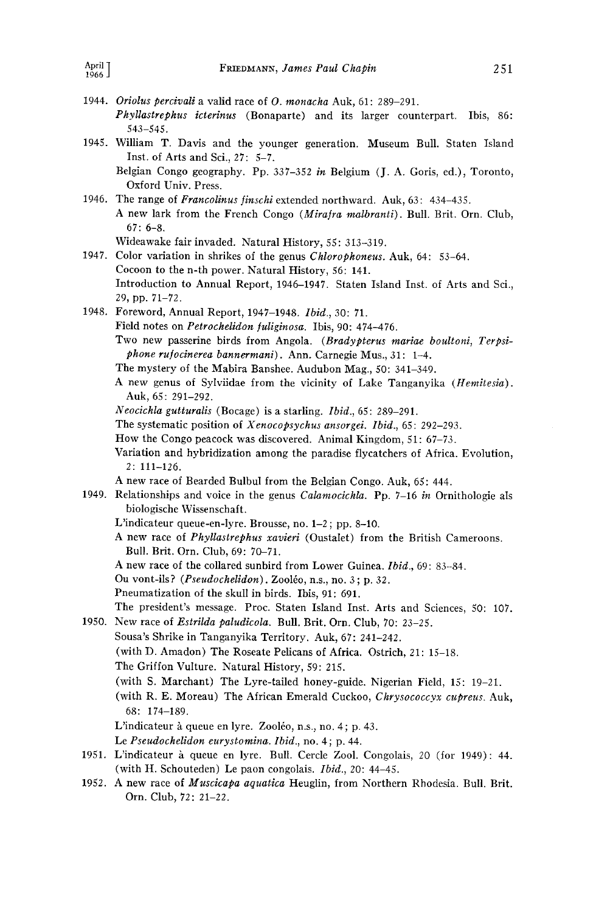1944. *Oriolus percivali* a valid race of *O. monacha* Auk, 61: 289–291.
*Phyllastrephus icterinus* (Bonaparte) and its larger counterpart. Ibis, 86: 543–545.

1945. William T. Davis and the younger generation. Museum Bull. Staten Island Inst. of Arts and Sci., 27: 5–7.
Belgian Congo geography. Pp. 337–352 *in* Belgium (J. A. Goris, ed.), Toronto, Oxford Univ. Press.

1946. The range of *Francolinus finschi* extended northward. Auk, 63: 434–435.
A new lark from the French Congo (*Mirafra malbranti*). Bull. Brit. Orn. Club, 67: 6–8.
Wideawake fair invaded. Natural History, 55: 313–319.

1947. Color variation in shrikes of the genus *Chlorophoneus*. Auk, 64: 53–64.
Cocoon to the n-th power. Natural History, 56: 141.
Introduction to Annual Report, 1946–1947. Staten Island Inst. of Arts and Sci., 29, pp. 71–72.

1948. Foreword, Annual Report, 1947–1948. *Ibid.*, 30: 71.
Field notes on *Petrochelidon fuliginosa*. Ibis, 90: 474–476.
Two new passerine birds from Angola. (*Bradypterus mariae boultoni*, *Terpsiphone rufocinerea bannermani*). Ann. Carnegie Mus., 31: 1–4.
The mystery of the Mabira Banshee. Audubon Mag., 50: 341–349.
A new genus of Sylviidae from the vicinity of Lake Tanganyika (*Hemitesia*). Auk, 65: 291–292.
*Neocichla gutturalis* (Bocage) is a starling. *Ibid.*, 65: 289–291.
The systematic position of *Xenocopsychus ansorgei*. *Ibid.*, 65: 292–293.
How the Congo peacock was discovered. Animal Kingdom, 51: 67–73.
Variation and hybridization among the paradise flycatchers of Africa. Evolution, 2: 111–126.
A new race of Bearded Bulbul from the Belgian Congo. Auk, 65: 444.

1949. Relationships and voice in the genus *Calamocichla*. Pp. 7–16 *in* Ornithologie als biologische Wissenschaft.
L'indicateur queue-en-lyre. Brousse, no. 1–2; pp. 8–10.
A new race of *Phyllastrephus xavieri* (Oustalet) from the British Cameroons. Bull. Brit. Orn. Club, 69: 70–71.
A new race of the collared sunbird from Lower Guinea. *Ibid.*, 69: 83–84.
Ou vont-ils? (*Pseudochelidon*). Zooléo, n.s., no. 3; p. 32.
Pneumatization of the skull in birds. Ibis, 91: 691.
The president's message. Proc. Staten Island Inst. Arts and Sciences, 50: 107.

1950. New race of *Estrilda paludicola*. Bull. Brit. Orn. Club, 70: 23–25.
Sousa's Shrike in Tanganyika Territory. Auk, 67: 241–242.
(with D. Amadon) The Roseate Pelicans of Africa. Ostrich, 21: 15–18.
The Griffon Vulture. Natural History, 59: 215.
(with S. Marchant) The Lyre-tailed honey-guide. Nigerian Field, 15: 19–21.
(with R. E. Moreau) The African Emerald Cuckoo, *Chrysococcyx cupreus*. Auk, 68: 174–189.
L'indicateur à queue en lyre. Zooléo, n.s., no. 4; p. 43.
Le *Pseudochelidon eurystomina*. *Ibid.*, no. 4; p. 44.

1951. L'indicateur à queue en lyre. Bull. Cercle Zool. Congolais, 20 (for 1949): 44.
(with H. Schouteden) Le paon congolais. *Ibid.*, 20: 44–45.

1952. A new race of *Muscicapa aquatica* Heuglin, from Northern Rhodesia. Bull. Brit. Orn. Club, 72: 21–22.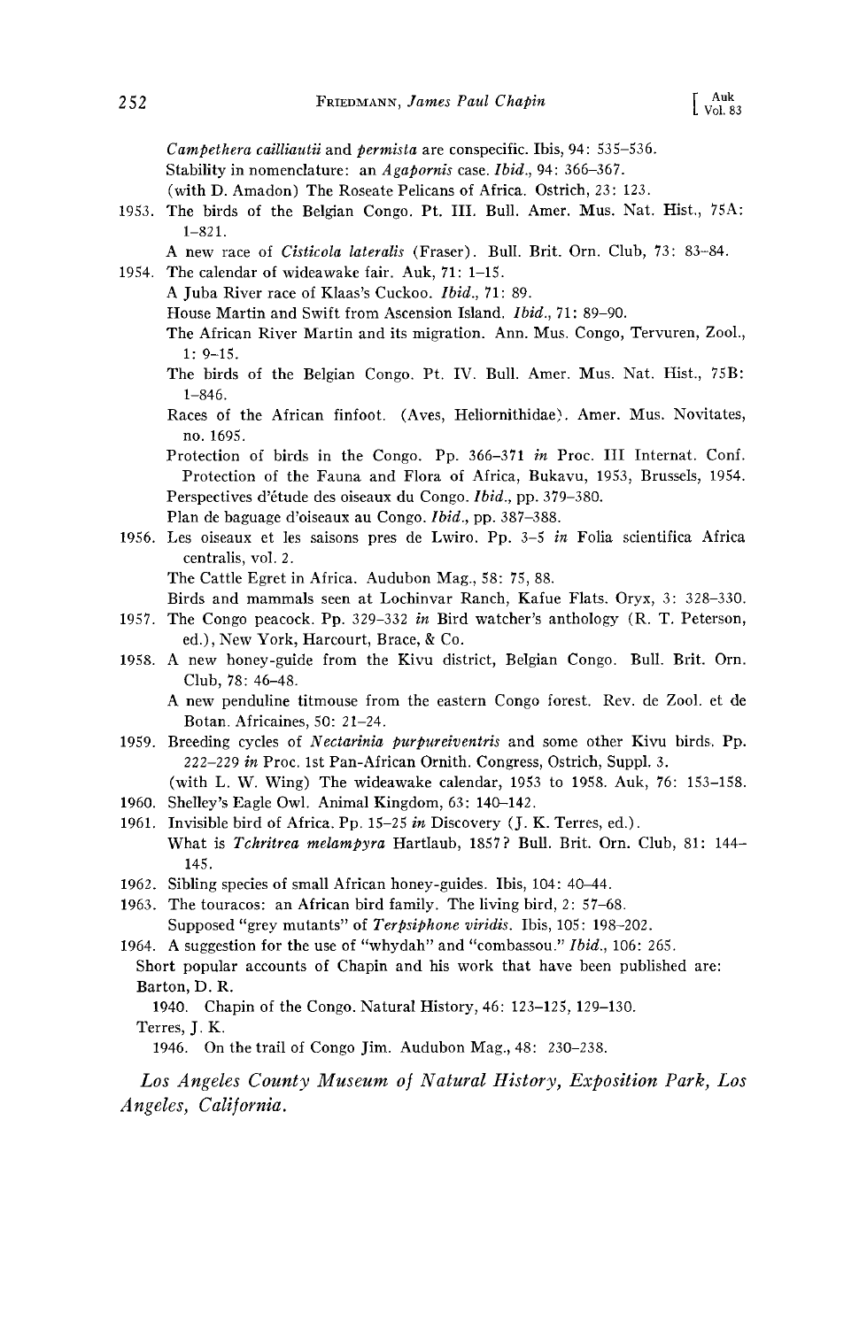*Campethera cailliautii* and *permista* are conspecific. Ibis, 94: 535–536.

Stability in nomenclature: an *Agapornis* case. *Ibid.*, 94: 366–367.

(with D. Amadon) The Roseate Pelicans of Africa. Ostrich, 23: 123.

1953. The birds of the Belgian Congo. Pt. III. Bull. Amer. Mus. Nat. Hist., 75A: 1–821.

A new race of *Cisticola lateralis* (Fraser). Bull. Brit. Orn. Club, 73: 83–84.

1954. The calendar of wideawake fair. Auk, 71: 1–15.

A Juba River race of Klaas's Cuckoo. *Ibid.*, 71: 89.

House Martin and Swift from Ascension Island. *Ibid.*, 71: 89–90.

The African River Martin and its migration. Ann. Mus. Congo, Tervuren, Zool., 1: 9–15.

The birds of the Belgian Congo. Pt. IV. Bull. Amer. Mus. Nat. Hist., 75B: 1–846.

Races of the African finfoot. (Aves, Heliornithidae). Amer. Mus. Novitates, no. 1695.

Protection of birds in the Congo. Pp. 366–371 *in* Proc. III Internat. Conf. Protection of the Fauna and Flora of Africa, Bukavu, 1953, Brussels, 1954.

Perspectives d'étude des oiseaux du Congo. *Ibid.*, pp. 379–380.

Plan de baguage d'oiseaux au Congo. *Ibid.*, pp. 387–388.

1956. Les oiseaux et les saisons pres de Lwiro. Pp. 3–5 *in* Folia scientifica Africa centralis, vol. 2.

The Cattle Egret in Africa. Audubon Mag., 58: 75, 88.

Birds and mammals seen at Lochinvar Ranch, Kafue Flats. Oryx, 3: 328–330.

1957. The Congo peacock. Pp. 329–332 *in* Bird watcher's anthology (R. T. Peterson, ed.), New York, Harcourt, Brace, & Co.

1958. A new honey-guide from the Kivu district, Belgian Congo. Bull. Brit. Orn. Club, 78: 46–48.

A new penduline titmouse from the eastern Congo forest. Rev. de Zool. et de Botan. Africaines, 50: 21–24.

1959. Breeding cycles of *Nectarinia purpureiventris* and some other Kivu birds. Pp. 222–229 *in* Proc. 1st Pan-African Ornith. Congress, Ostrich, Suppl. 3.

(with L. W. Wing) The wideawake calendar, 1953 to 1958. Auk, 76: 153–158.

1960. Shelley's Eagle Owl. Animal Kingdom, 63: 140–142.

1961. Invisible bird of Africa. Pp. 15–25 *in* Discovery (J. K. Terres, ed.).

What is *Tchritrea melampyra* Hartlaub, 1857? Bull. Brit. Orn. Club, 81: 144–145.

1962. Sibling species of small African honey-guides. Ibis, 104: 40–44.

1963. The touracos: an African bird family. The living bird, 2: 57–68.

Supposed "grey mutants" of *Terpsiphone viridis*. Ibis, 105: 198–202.

1964. A suggestion for the use of "whydah" and "combassou." *Ibid.*, 106: 265.

Short popular accounts of Chapin and his work that have been published are:

Barton, D. R.

1940. Chapin of the Congo. Natural History, 46: 123–125, 129–130.

Terres, J. K.

1946. On the trail of Congo Jim. Audubon Mag., 48: 230–238.

*Los Angeles County Museum of Natural History, Exposition Park, Los Angeles, California.*